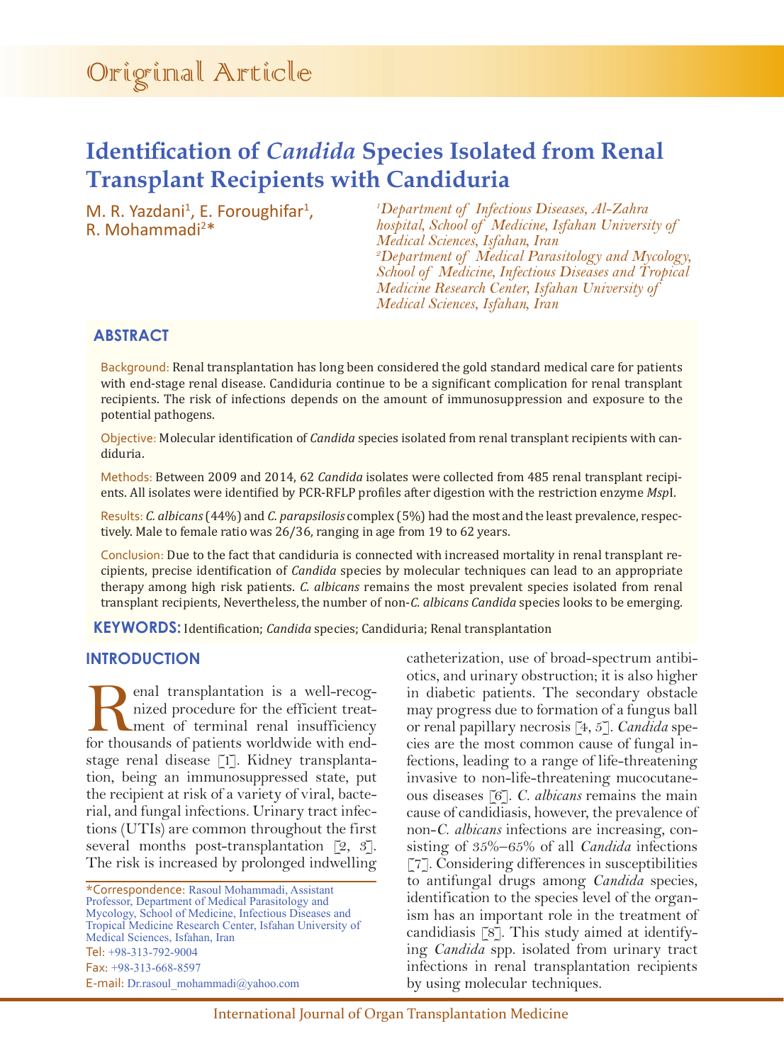Original Article

# Identification of *Candida* Species Isolated from Renal Transplant Recipients with Candiduria

M. R. Yazdani[1], E. Foroughifar[1], R. Mohammadi[2]*

[1]*Department of Infectious Diseases, Al-Zahra hospital, School of Medicine, Isfahan University of Medical Sciences, Isfahan, Iran*

[2]*Department of Medical Parasitology and Mycology, School of Medicine, Infectious Diseases and Tropical Medicine Research Center, Isfahan University of Medical Sciences, Isfahan, Iran*

## ABSTRACT

Background: Renal transplantation has long been considered the gold standard medical care for patients with end-stage renal disease. Candiduria continue to be a significant complication for renal transplant recipients. The risk of infections depends on the amount of immunosuppression and exposure to the potential pathogens.

Objective: Molecular identification of *Candida* species isolated from renal transplant recipients with candiduria.

Methods: Between 2009 and 2014, 62 *Candida* isolates were collected from 485 renal transplant recipients. All isolates were identified by PCR-RFLP profiles after digestion with the restriction enzyme *Msp*I.

Results: *C. albicans* (44%) and *C. parapsilosis* complex (5%) had the most and the least prevalence, respectively. Male to female ratio was 26/36, ranging in age from 19 to 62 years.

Conclusion: Due to the fact that candiduria is connected with increased mortality in renal transplant recipients, precise identification of *Candida* species by molecular techniques can lead to an appropriate therapy among high risk patients. *C. albicans* remains the most prevalent species isolated from renal transplant recipients, Nevertheless, the number of non-*C. albicans Candida* species looks to be emerging.

**KEYWORDS:** Identification; *Candida* species; Candiduria; Renal transplantation

## INTRODUCTION

Renal transplantation is a well-recognized procedure for the efficient treatment of terminal renal insufficiency for thousands of patients worldwide with end-stage renal disease [1]. Kidney transplantation, being an immunosuppressed state, put the recipient at risk of a variety of viral, bacterial, and fungal infections. Urinary tract infections (UTIs) are common throughout the first several months post-transplantation [2, 3]. The risk is increased by prolonged indwelling catheterization, use of broad-spectrum antibiotics, and urinary obstruction; it is also higher in diabetic patients. The secondary obstacle may progress due to formation of a fungus ball or renal papillary necrosis [4, 5]. *Candida* species are the most common cause of fungal infections, leading to a range of life-threatening invasive to non-life-threatening mucocutaneous diseases [6]. *C. albicans* remains the main cause of candidiasis, however, the prevalence of non-*C. albicans* infections are increasing, consisting of 35%–65% of all *Candida* infections [7]. Considering differences in susceptibilities to antifungal drugs among *Candida* species, identification to the species level of the organism has an important role in the treatment of candidiasis [8]. This study aimed at identifying *Candida* spp. isolated from urinary tract infections in renal transplantation recipients by using molecular techniques.

*Correspondence: Rasoul Mohammadi, Assistant Professor, Department of Medical Parasitology and Mycology, School of Medicine, Infectious Diseases and Tropical Medicine Research Center, Isfahan University of Medical Sciences, Isfahan, Iran
Tel: +98-313-792-9004
Fax: +98-313-668-8597
E-mail: Dr.rasoul_mohammadi@yahoo.com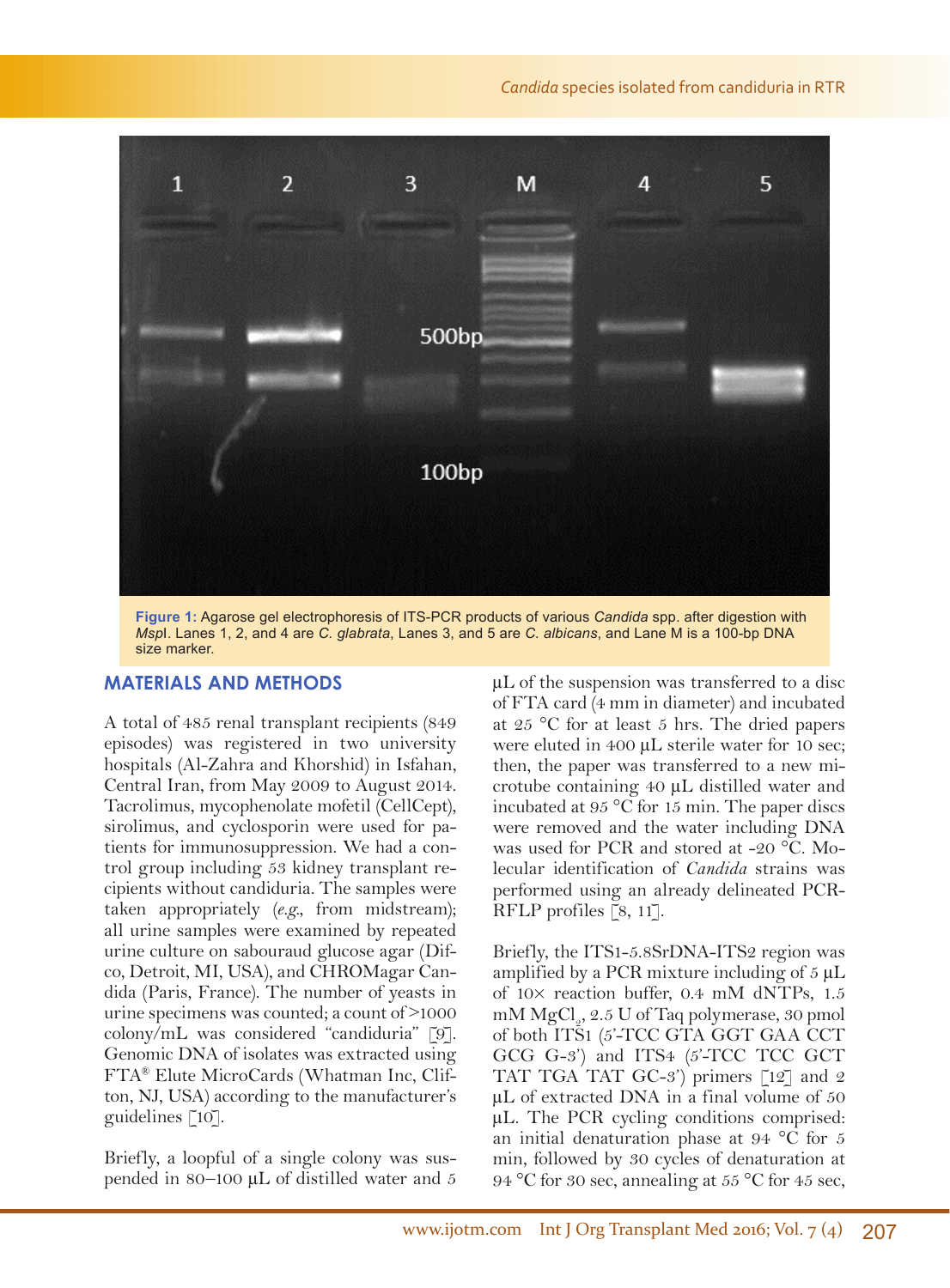Figure 1: Agarose gel electrophoresis of ITS-PCR products of various *Candida* spp. after digestion with *Msp*I. Lanes 1, 2, and 4 are *C. glabrata*, Lanes 3, and 5 are *C. albicans*, and Lane M is a 100-bp DNA size marker.

## MATERIALS AND METHODS

A total of 485 renal transplant recipients (849 episodes) was registered in two university hospitals (Al-Zahra and Khorshid) in Isfahan, Central Iran, from May 2009 to August 2014. Tacrolimus, mycophenolate mofetil (CellCept), sirolimus, and cyclosporin were used for patients for immunosuppression. We had a control group including 53 kidney transplant recipients without candiduria. The samples were taken appropriately (*e.g.*, from midstream); all urine samples were examined by repeated urine culture on sabouraud glucose agar (Difco, Detroit, MI, USA), and CHROMagar Candida (Paris, France). The number of yeasts in urine specimens was counted; a count of >1000 colony/mL was considered "candiduria" [9]. Genomic DNA of isolates was extracted using FTA® Elute MicroCards (Whatman Inc, Clifton, NJ, USA) according to the manufacturer's guidelines [10].

Briefly, a loopful of a single colony was suspended in 80–100 µL of distilled water and 5 µL of the suspension was transferred to a disc of FTA card (4 mm in diameter) and incubated at 25 °C for at least 5 hrs. The dried papers were eluted in 400 µL sterile water for 10 sec; then, the paper was transferred to a new microtube containing 40 µL distilled water and incubated at 95 °C for 15 min. The paper discs were removed and the water including DNA was used for PCR and stored at -20 °C. Molecular identification of *Candida* strains was performed using an already delineated PCR-RFLP profiles [8, 11].

Briefly, the ITS1-5.8SrDNA-ITS2 region was amplified by a PCR mixture including of 5 µL of 10× reaction buffer, 0.4 mM dNTPs, 1.5 mM $MgCl_2$, 2.5 U of Taq polymerase, 30 pmol of both ITS1 (5'-TCC GTA GGT GAA CCT GCG G-3') and ITS4 (5'-TCC TCC GCT TAT TGA TAT GC-3') primers [12] and 2 µL of extracted DNA in a final volume of 50 µL. The PCR cycling conditions comprised: an initial denaturation phase at 94 °C for 5 min, followed by 30 cycles of denaturation at 94 °C for 30 sec, annealing at 55 °C for 45 sec,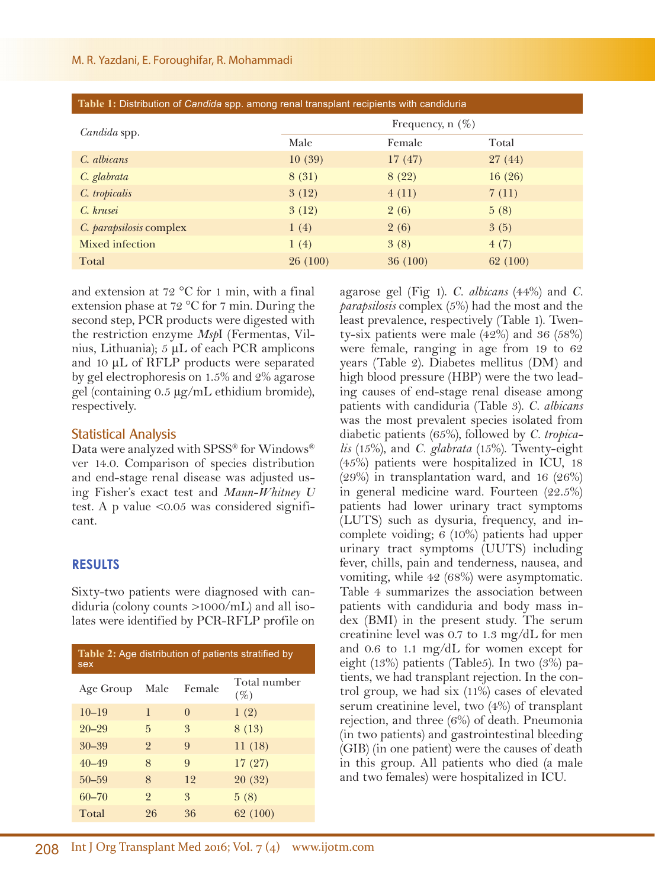**Table 1:** Distribution of *Candida* spp. among renal transplant recipients with candiduria

| *Candida* spp. | Frequency, n (%) | | |
|---|---|---|---|
| | Male | Female | Total |
| *C. albicans* | 10 (39) | 17 (47) | 27 (44) |
| *C. glabrata* | 8 (31) | 8 (22) | 16 (26) |
| *C. tropicalis* | 3 (12) | 4 (11) | 7 (11) |
| *C. krusei* | 3 (12) | 2 (6) | 5 (8) |
| *C. parapsilosis* complex | 1 (4) | 2 (6) | 3 (5) |
| Mixed infection | 1 (4) | 3 (8) | 4 (7) |
| Total | 26 (100) | 36 (100) | 62 (100) |

and extension at 72 °C for 1 min, with a final extension phase at 72 °C for 7 min. During the second step, PCR products were digested with the restriction enzyme *Msp*I (Fermentas, Vilnius, Lithuania); 5 µL of each PCR amplicons and 10 µL of RFLP products were separated by gel electrophoresis on 1.5% and 2% agarose gel (containing 0.5 µg/mL ethidium bromide), respectively.

## Statistical Analysis

Data were analyzed with SPSS® for Windows® ver 14.0. Comparison of species distribution and end-stage renal disease was adjusted using Fisher's exact test and *Mann-Whitney U* test. A p value <0.05 was considered significant.

## RESULTS

Sixty-two patients were diagnosed with candiduria (colony counts >1000/mL) and all isolates were identified by PCR-RFLP profile on agarose gel (Fig 1). *C. albicans* (44%) and *C. parapsilosis* complex (5%) had the most and the least prevalence, respectively (Table 1). Twenty-six patients were male (42%) and 36 (58%) were female, ranging in age from 19 to 62 years (Table 2). Diabetes mellitus (DM) and high blood pressure (HBP) were the two leading causes of end-stage renal disease among patients with candiduria (Table 3). *C. albicans* was the most prevalent species isolated from diabetic patients (65%), followed by *C. tropicalis* (15%), and *C. glabrata* (15%). Twenty-eight (45%) patients were hospitalized in ICU, 18 (29%) in transplantation ward, and 16 (26%) in general medicine ward. Fourteen (22.5%) patients had lower urinary tract symptoms (LUTS) such as dysuria, frequency, and incomplete voiding; 6 (10%) patients had upper urinary tract symptoms (UUTS) including fever, chills, pain and tenderness, nausea, and vomiting, while 42 (68%) were asymptomatic. Table 4 summarizes the association between patients with candiduria and body mass index (BMI) in the present study. The serum creatinine level was 0.7 to 1.3 mg/dL for men and 0.6 to 1.1 mg/dL for women except for eight (13%) patients (Table5). In two (3%) patients, we had transplant rejection. In the control group, we had six (11%) cases of elevated serum creatinine level, two (4%) of transplant rejection, and three (6%) of death. Pneumonia (in two patients) and gastrointestinal bleeding (GIB) (in one patient) were the causes of death in this group. All patients who died (a male and two females) were hospitalized in ICU.

**Table 2:** Age distribution of patients stratified by sex

| Age Group | Male | Female | Total number (%) |
|---|---|---|---|
| 10–19 | 1 | 0 | 1 (2) |
| 20–29 | 5 | 3 | 8 (13) |
| 30–39 | 2 | 9 | 11 (18) |
| 40–49 | 8 | 9 | 17 (27) |
| 50–59 | 8 | 12 | 20 (32) |
| 60–70 | 2 | 3 | 5 (8) |
| Total | 26 | 36 | 62 (100) |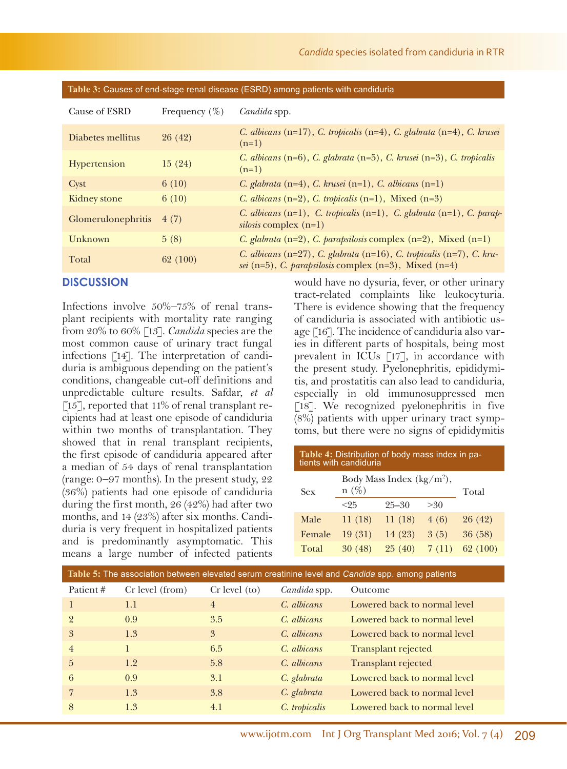**Table 3:** Causes of end-stage renal disease (ESRD) among patients with candiduria

| Cause of ESRD | Frequency (%) | *Candida* spp. |
|---|---|---|
| Diabetes mellitus | 26 (42) | *C. albicans* (n=17), *C. tropicalis* (n=4), *C. glabrata* (n=4), *C. krusei* (n=1) |
| Hypertension | 15 (24) | *C. albicans* (n=6), *C. glabrata* (n=5), *C. krusei* (n=3), *C. tropicalis* (n=1) |
| Cyst | 6 (10) | *C. glabrata* (n=4), *C. krusei* (n=1), *C. albicans* (n=1) |
| Kidney stone | 6 (10) | *C. albicans* (n=2), *C. tropicalis* (n=1), Mixed (n=3) |
| Glomerulonephritis | 4 (7) | *C. albicans* (n=1), *C. tropicalis* (n=1), *C. glabrata* (n=1), *C. parapsilosis* complex (n=1) |
| Unknown | 5 (8) | *C. glabrata* (n=2), *C. parapsilosis* complex (n=2), Mixed (n=1) |
| Total | 62 (100) | *C. albicans* (n=27), *C. glabrata* (n=16), *C. tropicalis* (n=7), *C. krusei* (n=5), *C. parapsilosis* complex (n=3), Mixed (n=4) |

## DISCUSSION

Infections involve 50%–75% of renal transplant recipients with mortality rate ranging from 20% to 60% [13]. *Candida* species are the most common cause of urinary tract fungal infections [14]. The interpretation of candiduria is ambiguous depending on the patient's conditions, changeable cut-off definitions and unpredictable culture results. Safdar, *et al* [15], reported that 11% of renal transplant recipients had at least one episode of candiduria within two months of transplantation. They showed that in renal transplant recipients, the first episode of candiduria appeared after a median of 54 days of renal transplantation (range: 0–97 months). In the present study, 22 (36%) patients had one episode of candiduria during the first month, 26 (42%) had after two months, and 14 (23%) after six months. Candiduria is very frequent in hospitalized patients and is predominantly asymptomatic. This means a large number of infected patients would have no dysuria, fever, or other urinary tract-related complaints like leukocyturia. There is evidence showing that the frequency of candiduria is associated with antibiotic usage [16]. The incidence of candiduria also varies in different parts of hospitals, being most prevalent in ICUs [17], in accordance with the present study. Pyelonephritis, epididymitis, and prostatitis can also lead to candiduria, especially in old immunosuppressed men [18]. We recognized pyelonephritis in five (8%) patients with upper urinary tract symptoms, but there were no signs of epididymitis

**Table 4:** Distribution of body mass index in patients with candiduria

| Sex | Body Mass Index (kg/m$^2$), n (%) | | | Total |
|---|---|---|---|---|
| | <25 | 25–30 | >30 | |
| Male | 11 (18) | 11 (18) | 4 (6) | 26 (42) |
| Female | 19 (31) | 14 (23) | 3 (5) | 36 (58) |
| Total | 30 (48) | 25 (40) | 7 (11) | 62 (100) |

**Table 5:** The association between elevated serum creatinine level and *Candida* spp. among patients

| Patient # | Cr level (from) | Cr level (to) | *Candida* spp. | Outcome |
|---|---|---|---|---|
| 1 | 1.1 | 4 | *C. albicans* | Lowered back to normal level |
| 2 | 0.9 | 3.5 | *C. albicans* | Lowered back to normal level |
| 3 | 1.3 | 3 | *C. albicans* | Lowered back to normal level |
| 4 | 1 | 6.5 | *C. albicans* | Transplant rejected |
| 5 | 1.2 | 5.8 | *C. albicans* | Transplant rejected |
| 6 | 0.9 | 3.1 | *C. glabrata* | Lowered back to normal level |
| 7 | 1.3 | 3.8 | *C. glabrata* | Lowered back to normal level |
| 8 | 1.3 | 4.1 | *C. tropicalis* | Lowered back to normal level |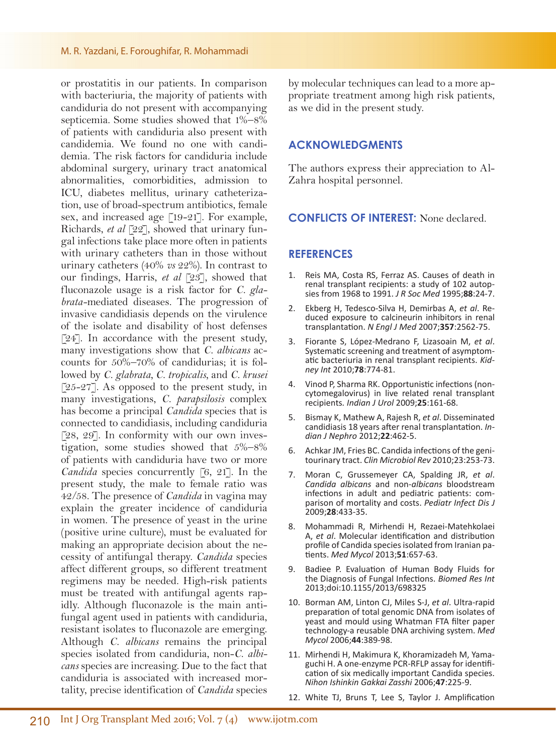or prostatitis in our patients. In comparison with bacteriuria, the majority of patients with candiduria do not present with accompanying septicemia. Some studies showed that 1%–8% of patients with candiduria also present with candidemia. We found no one with candidemia. The risk factors for candiduria include abdominal surgery, urinary tract anatomical abnormalities, comorbidities, admission to ICU, diabetes mellitus, urinary catheterization, use of broad-spectrum antibiotics, female sex, and increased age [19-21]. For example, Richards, *et al* [22], showed that urinary fungal infections take place more often in patients with urinary catheters than in those without urinary catheters (40% *vs* 22%). In contrast to our findings, Harris, *et al* [23], showed that fluconazole usage is a risk factor for *C. glabrata*-mediated diseases. The progression of invasive candidiasis depends on the virulence of the isolate and disability of host defenses [24]. In accordance with the present study, many investigations show that *C. albicans* accounts for 50%–70% of candidurias; it is followed by *C. glabrata*, *C. tropicalis*, and *C. krusei* [25-27]. As opposed to the present study, in many investigations, *C. parapsilosis* complex has become a principal *Candida* species that is connected to candidiasis, including candiduria [28, 29]. In conformity with our own investigation, some studies showed that 5%–8% of patients with candiduria have two or more *Candida* species concurrently [6, 21]. In the present study, the male to female ratio was 42/58. The presence of *Candida* in vagina may explain the greater incidence of candiduria in women. The presence of yeast in the urine (positive urine culture), must be evaluated for making an appropriate decision about the necessity of antifungal therapy. *Candida* species affect different groups, so different treatment regimens may be needed. High-risk patients must be treated with antifungal agents rapidly. Although fluconazole is the main antifungal agent used in patients with candiduria, resistant isolates to fluconazole are emerging. Although *C. albicans* remains the principal species isolated from candiduria, non-*C. albicans* species are increasing. Due to the fact that candiduria is associated with increased mortality, precise identification of *Candida* species by molecular techniques can lead to a more appropriate treatment among high risk patients, as we did in the present study.

## ACKNOWLEDGMENTS

The authors express their appreciation to Al-Zahra hospital personnel.

**CONFLICTS OF INTEREST:** None declared.

## REFERENCES

1. Reis MA, Costa RS, Ferraz AS. Causes of death in renal transplant recipients: a study of 102 autopsies from 1968 to 1991. *J R Soc Med* 1995;**88**:24-7.
2. Ekberg H, Tedesco-Silva H, Demirbas A, *et al*. Reduced exposure to calcineurin inhibitors in renal transplantation. *N Engl J Med* 2007;**357**:2562-75.
3. Fiorante S, López-Medrano F, Lizasoain M, *et al*. Systematic screening and treatment of asymptomatic bacteriuria in renal transplant recipients. *Kidney Int* 2010;**78**:774-81.
4. Vinod P, Sharma RK. Opportunistic infections (non-cytomegalovirus) in live related renal transplant recipients. *Indian J Urol* 2009;**25**:161-68.
5. Bismay K, Mathew A, Rajesh R, *et al*. Disseminated candidiasis 18 years after renal transplantation. *Indian J Nephro* 2012;**22**:462-5.
6. Achkar JM, Fries BC. Candida infections of the genitourinary tract. *Clin Microbiol Rev* 2010;23:253-73.
7. Moran C, Grussemeyer CA, Spalding JR, *et al*. *Candida albicans* and non-*albicans* bloodstream infections in adult and pediatric patients: comparison of mortality and costs. *Pediatr Infect Dis J* 2009;**28**:433-35.
8. Mohammadi R, Mirhendi H, Rezaei-Matehkolaei A, *et al*. Molecular identification and distribution profile of Candida species isolated from Iranian patients. *Med Mycol* 2013;**51**:657-63.
9. Badiee P. Evaluation of Human Body Fluids for the Diagnosis of Fungal Infections. *Biomed Res Int* 2013;doi:10.1155/2013/698325
10. Borman AM, Linton CJ, Miles S-J, *et al*. Ultra-rapid preparation of total genomic DNA from isolates of yeast and mould using Whatman FTA filter paper technology-a reusable DNA archiving system. *Med Mycol* 2006;**44**:389-98.
11. Mirhendi H, Makimura K, Khoramizadeh M, Yamaguchi H. A one-enzyme PCR-RFLP assay for identification of six medically important Candida species. *Nihon Ishinkin Gakkai Zasshi* 2006;**47**:225-9.
12. White TJ, Bruns T, Lee S, Taylor J. Amplification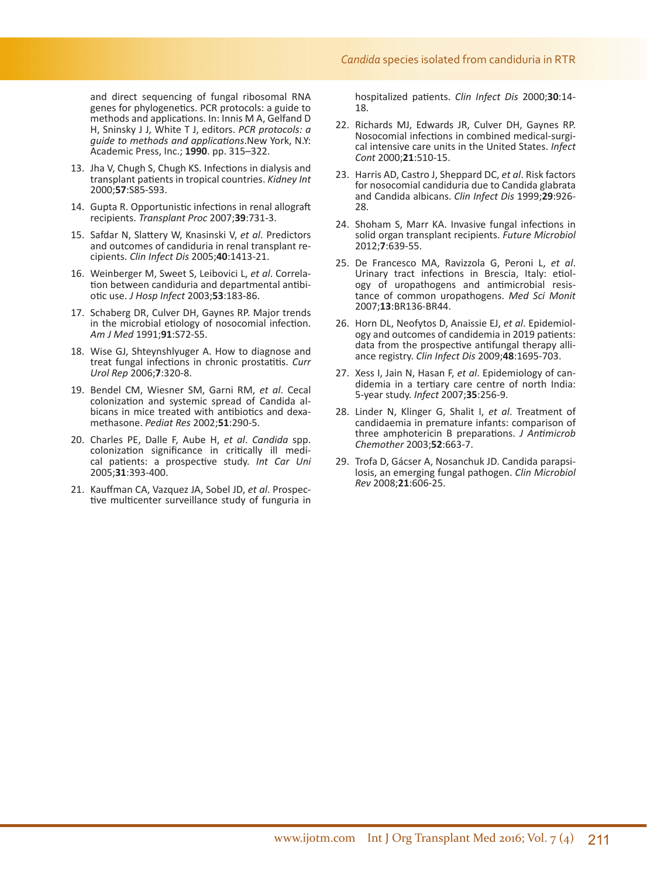and direct sequencing of fungal ribosomal RNA genes for phylogenetics. PCR protocols: a guide to methods and applications. In: Innis M A, Gelfand D H, Sninsky J J, White T J, editors. *PCR protocols: a guide to methods and applications*.New York, N.Y: Academic Press, Inc.; **1990**. pp. 315–322.

13. Jha V, Chugh S, Chugh KS. Infections in dialysis and transplant patients in tropical countries. *Kidney Int* 2000;**57**:S85-S93.
14. Gupta R. Opportunistic infections in renal allograft recipients. *Transplant Proc* 2007;**39**:731-3.
15. Safdar N, Slattery W, Knasinski V, *et al*. Predictors and outcomes of candiduria in renal transplant recipients. *Clin Infect Dis* 2005;**40**:1413-21.
16. Weinberger M, Sweet S, Leibovici L, *et al*. Correlation between candiduria and departmental antibiotic use. *J Hosp Infect* 2003;**53**:183-86.
17. Schaberg DR, Culver DH, Gaynes RP. Major trends in the microbial etiology of nosocomial infection. *Am J Med* 1991;**91**:S72-S5.
18. Wise GJ, Shteynshlyuger A. How to diagnose and treat fungal infections in chronic prostatitis. *Curr Urol Rep* 2006;**7**:320-8.
19. Bendel CM, Wiesner SM, Garni RM, *et al*. Cecal colonization and systemic spread of Candida albicans in mice treated with antibiotics and dexamethasone. *Pediat Res* 2002;**51**:290-5.
20. Charles PE, Dalle F, Aube H, *et al*. *Candida* spp. colonization significance in critically ill medical patients: a prospective study. *Int Car Uni* 2005;**31**:393-400.
21. Kauffman CA, Vazquez JA, Sobel JD, *et al*. Prospective multicenter surveillance study of funguria in hospitalized patients. *Clin Infect Dis* 2000;**30**:14-18.
22. Richards MJ, Edwards JR, Culver DH, Gaynes RP. Nosocomial infections in combined medical-surgical intensive care units in the United States. *Infect Cont* 2000;**21**:510-15.
23. Harris AD, Castro J, Sheppard DC, *et al*. Risk factors for nosocomial candiduria due to Candida glabrata and Candida albicans. *Clin Infect Dis* 1999;**29**:926-28.
24. Shoham S, Marr KA. Invasive fungal infections in solid organ transplant recipients. *Future Microbiol* 2012;**7**:639-55.
25. De Francesco MA, Ravizzola G, Peroni L, *et al*. Urinary tract infections in Brescia, Italy: etiology of uropathogens and antimicrobial resistance of common uropathogens. *Med Sci Monit* 2007;**13**:BR136-BR44.
26. Horn DL, Neofytos D, Anaissie EJ, *et al*. Epidemiology and outcomes of candidemia in 2019 patients: data from the prospective antifungal therapy alliance registry. *Clin Infect Dis* 2009;**48**:1695-703.
27. Xess I, Jain N, Hasan F, *et al*. Epidemiology of candidemia in a tertiary care centre of north India: 5-year study. *Infect* 2007;**35**:256-9.
28. Linder N, Klinger G, Shalit I, *et al*. Treatment of candidaemia in premature infants: comparison of three amphotericin B preparations. *J Antimicrob Chemother* 2003;**52**:663-7.
29. Trofa D, Gácser A, Nosanchuk JD. Candida parapsilosis, an emerging fungal pathogen. *Clin Microbiol Rev* 2008;**21**:606-25.